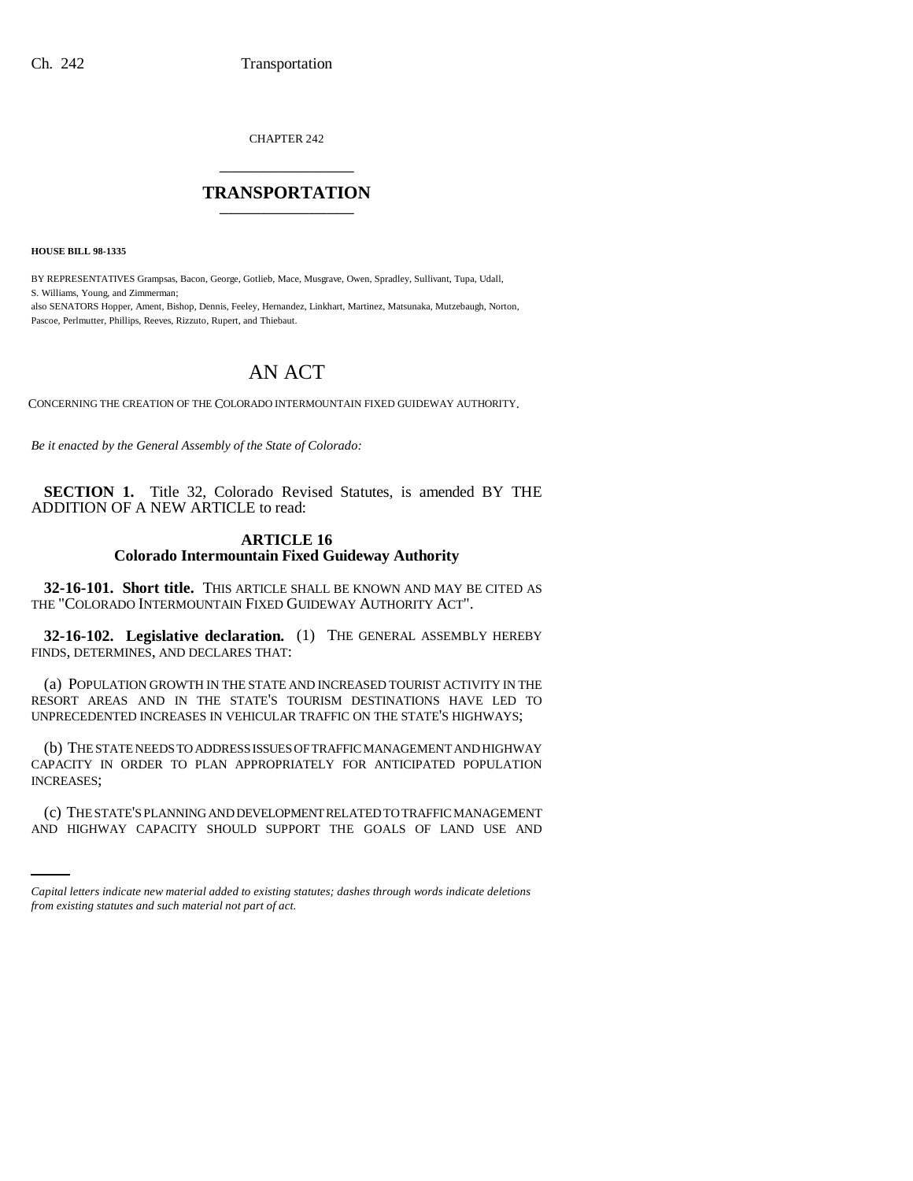CHAPTER 242

# TRANSPORTATION

**HOUSE BILL 98-1335**

BY REPRESENTATIVES Grampsas, Bacon, George, Gotlieb, Mace, Musgrave, Owen, Spradley, Sullivant, Tupa, Udall, S. Williams, Young, and Zimmerman;
also SENATORS Hopper, Ament, Bishop, Dennis, Feeley, Hernandez, Linkhart, Martinez, Matsunaka, Mutzebaugh, Norton, Pascoe, Perlmutter, Phillips, Reeves, Rizzuto, Rupert, and Thiebaut.

# AN ACT

CONCERNING THE CREATION OF THE COLORADO INTERMOUNTAIN FIXED GUIDEWAY AUTHORITY.

*Be it enacted by the General Assembly of the State of Colorado:*

**SECTION 1.** Title 32, Colorado Revised Statutes, is amended BY THE ADDITION OF A NEW ARTICLE to read:

## ARTICLE 16
## Colorado Intermountain Fixed Guideway Authority

**32-16-101. Short title.** THIS ARTICLE SHALL BE KNOWN AND MAY BE CITED AS THE "COLORADO INTERMOUNTAIN FIXED GUIDEWAY AUTHORITY ACT".

**32-16-102. Legislative declaration.** (1) THE GENERAL ASSEMBLY HEREBY FINDS, DETERMINES, AND DECLARES THAT:

(a) POPULATION GROWTH IN THE STATE AND INCREASED TOURIST ACTIVITY IN THE RESORT AREAS AND IN THE STATE'S TOURISM DESTINATIONS HAVE LED TO UNPRECEDENTED INCREASES IN VEHICULAR TRAFFIC ON THE STATE'S HIGHWAYS;

(b) THE STATE NEEDS TO ADDRESS ISSUES OF TRAFFIC MANAGEMENT AND HIGHWAY CAPACITY IN ORDER TO PLAN APPROPRIATELY FOR ANTICIPATED POPULATION INCREASES;

(c) THE STATE'S PLANNING AND DEVELOPMENT RELATED TO TRAFFIC MANAGEMENT AND HIGHWAY CAPACITY SHOULD SUPPORT THE GOALS OF LAND USE AND

*Capital letters indicate new material added to existing statutes; dashes through words indicate deletions from existing statutes and such material not part of act.*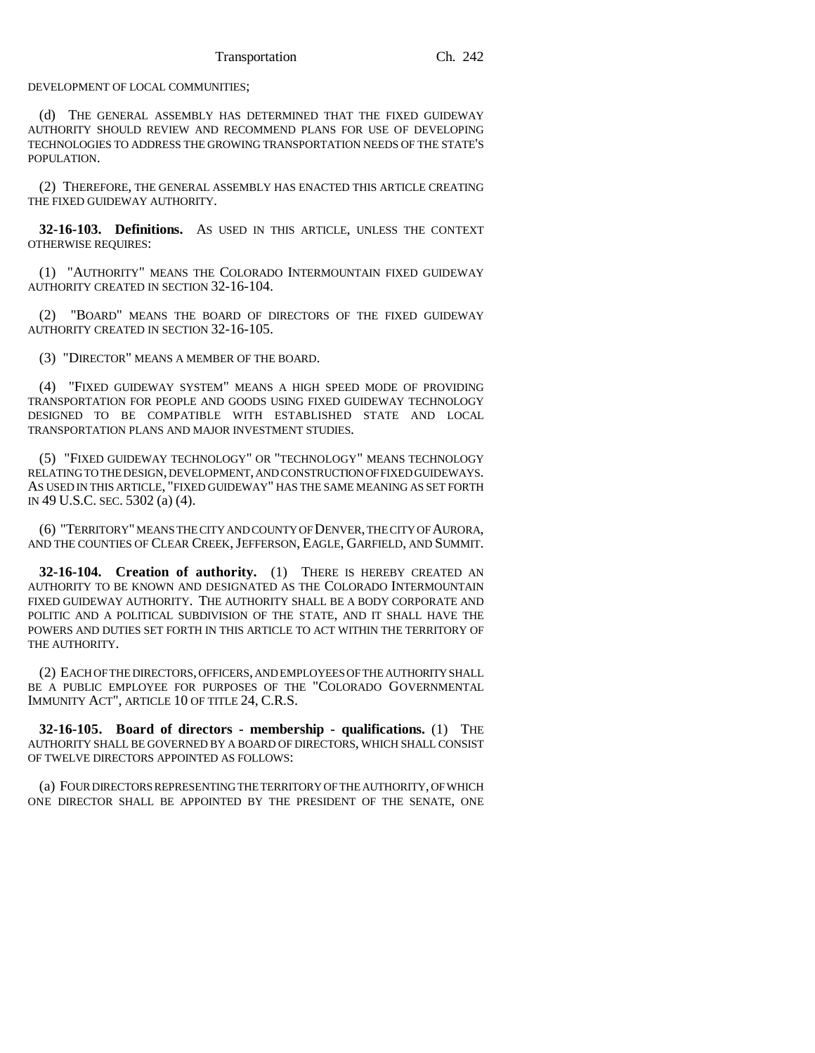DEVELOPMENT OF LOCAL COMMUNITIES;

(d) THE GENERAL ASSEMBLY HAS DETERMINED THAT THE FIXED GUIDEWAY AUTHORITY SHOULD REVIEW AND RECOMMEND PLANS FOR USE OF DEVELOPING TECHNOLOGIES TO ADDRESS THE GROWING TRANSPORTATION NEEDS OF THE STATE'S POPULATION.

(2) THEREFORE, THE GENERAL ASSEMBLY HAS ENACTED THIS ARTICLE CREATING THE FIXED GUIDEWAY AUTHORITY.

**32-16-103. Definitions.** AS USED IN THIS ARTICLE, UNLESS THE CONTEXT OTHERWISE REQUIRES:

(1) "AUTHORITY" MEANS THE COLORADO INTERMOUNTAIN FIXED GUIDEWAY AUTHORITY CREATED IN SECTION 32-16-104.

(2) "BOARD" MEANS THE BOARD OF DIRECTORS OF THE FIXED GUIDEWAY AUTHORITY CREATED IN SECTION 32-16-105.

(3) "DIRECTOR" MEANS A MEMBER OF THE BOARD.

(4) "FIXED GUIDEWAY SYSTEM" MEANS A HIGH SPEED MODE OF PROVIDING TRANSPORTATION FOR PEOPLE AND GOODS USING FIXED GUIDEWAY TECHNOLOGY DESIGNED TO BE COMPATIBLE WITH ESTABLISHED STATE AND LOCAL TRANSPORTATION PLANS AND MAJOR INVESTMENT STUDIES.

(5) "FIXED GUIDEWAY TECHNOLOGY" OR "TECHNOLOGY" MEANS TECHNOLOGY RELATING TO THE DESIGN, DEVELOPMENT, AND CONSTRUCTION OF FIXED GUIDEWAYS. AS USED IN THIS ARTICLE, "FIXED GUIDEWAY" HAS THE SAME MEANING AS SET FORTH IN 49 U.S.C. SEC. 5302 (a) (4).

(6) "TERRITORY" MEANS THE CITY AND COUNTY OF DENVER, THE CITY OF AURORA, AND THE COUNTIES OF CLEAR CREEK, JEFFERSON, EAGLE, GARFIELD, AND SUMMIT.

**32-16-104. Creation of authority.** (1) THERE IS HEREBY CREATED AN AUTHORITY TO BE KNOWN AND DESIGNATED AS THE COLORADO INTERMOUNTAIN FIXED GUIDEWAY AUTHORITY. THE AUTHORITY SHALL BE A BODY CORPORATE AND POLITIC AND A POLITICAL SUBDIVISION OF THE STATE, AND IT SHALL HAVE THE POWERS AND DUTIES SET FORTH IN THIS ARTICLE TO ACT WITHIN THE TERRITORY OF THE AUTHORITY.

(2) EACH OF THE DIRECTORS, OFFICERS, AND EMPLOYEES OF THE AUTHORITY SHALL BE A PUBLIC EMPLOYEE FOR PURPOSES OF THE "COLORADO GOVERNMENTAL IMMUNITY ACT", ARTICLE 10 OF TITLE 24, C.R.S.

**32-16-105. Board of directors - membership - qualifications.** (1) THE AUTHORITY SHALL BE GOVERNED BY A BOARD OF DIRECTORS, WHICH SHALL CONSIST OF TWELVE DIRECTORS APPOINTED AS FOLLOWS:

(a) FOUR DIRECTORS REPRESENTING THE TERRITORY OF THE AUTHORITY, OF WHICH ONE DIRECTOR SHALL BE APPOINTED BY THE PRESIDENT OF THE SENATE, ONE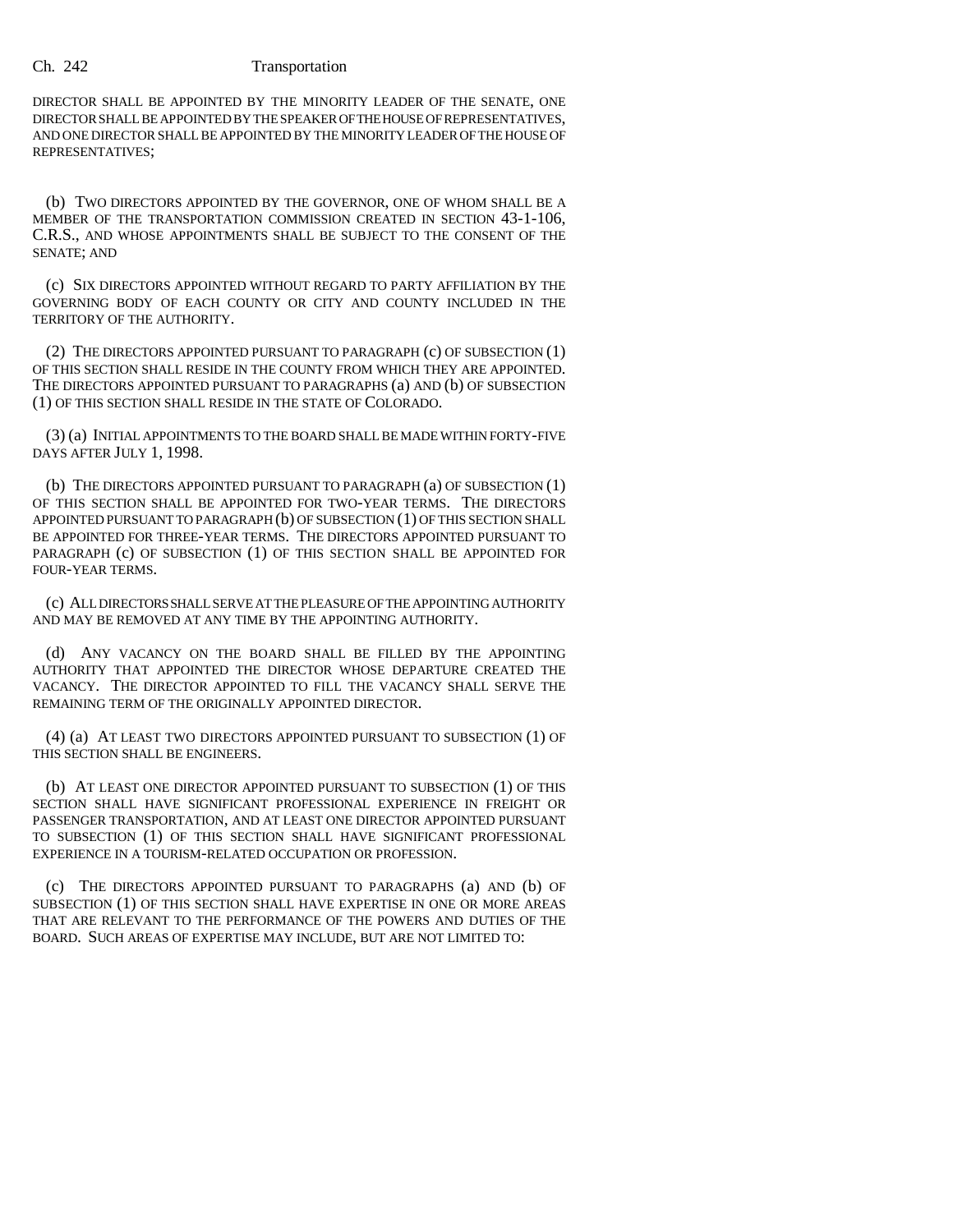DIRECTOR SHALL BE APPOINTED BY THE MINORITY LEADER OF THE SENATE, ONE DIRECTOR SHALL BE APPOINTED BY THE SPEAKER OF THE HOUSE OF REPRESENTATIVES, AND ONE DIRECTOR SHALL BE APPOINTED BY THE MINORITY LEADER OF THE HOUSE OF REPRESENTATIVES;

(b) TWO DIRECTORS APPOINTED BY THE GOVERNOR, ONE OF WHOM SHALL BE A MEMBER OF THE TRANSPORTATION COMMISSION CREATED IN SECTION 43-1-106, C.R.S., AND WHOSE APPOINTMENTS SHALL BE SUBJECT TO THE CONSENT OF THE SENATE; AND

(c) SIX DIRECTORS APPOINTED WITHOUT REGARD TO PARTY AFFILIATION BY THE GOVERNING BODY OF EACH COUNTY OR CITY AND COUNTY INCLUDED IN THE TERRITORY OF THE AUTHORITY.

(2) THE DIRECTORS APPOINTED PURSUANT TO PARAGRAPH (c) OF SUBSECTION (1) OF THIS SECTION SHALL RESIDE IN THE COUNTY FROM WHICH THEY ARE APPOINTED. THE DIRECTORS APPOINTED PURSUANT TO PARAGRAPHS (a) AND (b) OF SUBSECTION (1) OF THIS SECTION SHALL RESIDE IN THE STATE OF COLORADO.

(3) (a) INITIAL APPOINTMENTS TO THE BOARD SHALL BE MADE WITHIN FORTY-FIVE DAYS AFTER JULY 1, 1998.

(b) THE DIRECTORS APPOINTED PURSUANT TO PARAGRAPH (a) OF SUBSECTION (1) OF THIS SECTION SHALL BE APPOINTED FOR TWO-YEAR TERMS. THE DIRECTORS APPOINTED PURSUANT TO PARAGRAPH (b) OF SUBSECTION (1) OF THIS SECTION SHALL BE APPOINTED FOR THREE-YEAR TERMS. THE DIRECTORS APPOINTED PURSUANT TO PARAGRAPH (c) OF SUBSECTION (1) OF THIS SECTION SHALL BE APPOINTED FOR FOUR-YEAR TERMS.

(c) ALL DIRECTORS SHALL SERVE AT THE PLEASURE OF THE APPOINTING AUTHORITY AND MAY BE REMOVED AT ANY TIME BY THE APPOINTING AUTHORITY.

(d) ANY VACANCY ON THE BOARD SHALL BE FILLED BY THE APPOINTING AUTHORITY THAT APPOINTED THE DIRECTOR WHOSE DEPARTURE CREATED THE VACANCY. THE DIRECTOR APPOINTED TO FILL THE VACANCY SHALL SERVE THE REMAINING TERM OF THE ORIGINALLY APPOINTED DIRECTOR.

(4) (a) AT LEAST TWO DIRECTORS APPOINTED PURSUANT TO SUBSECTION (1) OF THIS SECTION SHALL BE ENGINEERS.

(b) AT LEAST ONE DIRECTOR APPOINTED PURSUANT TO SUBSECTION (1) OF THIS SECTION SHALL HAVE SIGNIFICANT PROFESSIONAL EXPERIENCE IN FREIGHT OR PASSENGER TRANSPORTATION, AND AT LEAST ONE DIRECTOR APPOINTED PURSUANT TO SUBSECTION (1) OF THIS SECTION SHALL HAVE SIGNIFICANT PROFESSIONAL EXPERIENCE IN A TOURISM-RELATED OCCUPATION OR PROFESSION.

(c) THE DIRECTORS APPOINTED PURSUANT TO PARAGRAPHS (a) AND (b) OF SUBSECTION (1) OF THIS SECTION SHALL HAVE EXPERTISE IN ONE OR MORE AREAS THAT ARE RELEVANT TO THE PERFORMANCE OF THE POWERS AND DUTIES OF THE BOARD. SUCH AREAS OF EXPERTISE MAY INCLUDE, BUT ARE NOT LIMITED TO: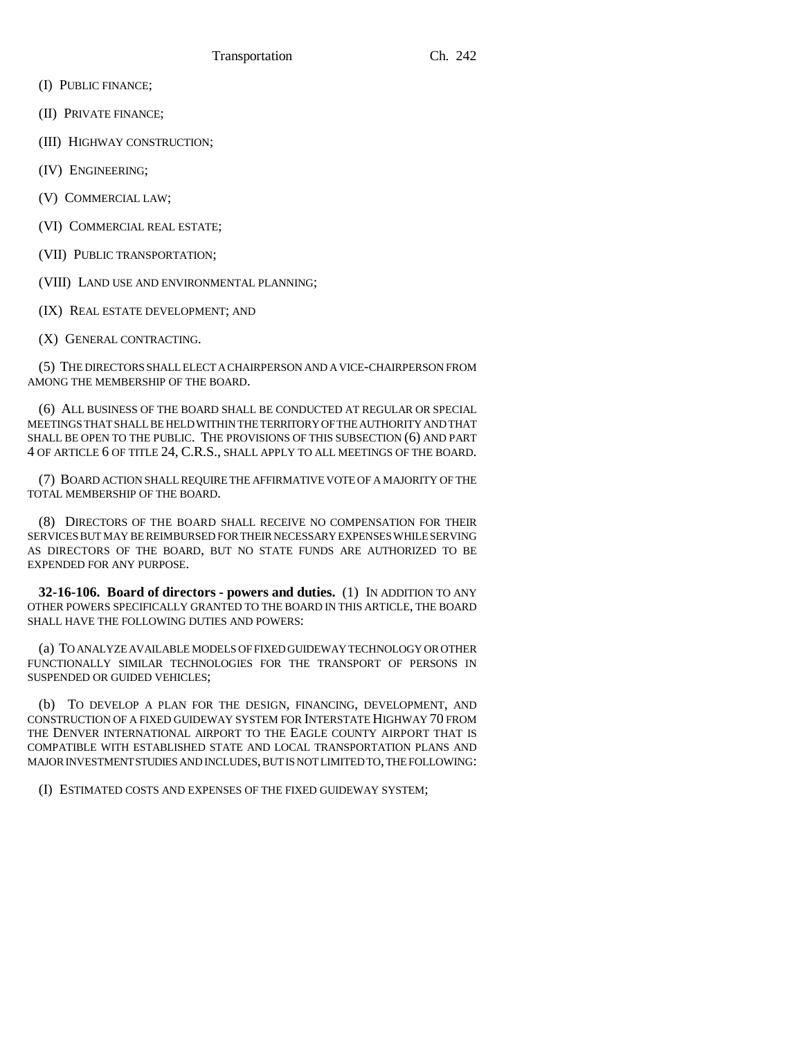(I) PUBLIC FINANCE;

(II) PRIVATE FINANCE;

(III) HIGHWAY CONSTRUCTION;

(IV) ENGINEERING;

(V) COMMERCIAL LAW;

(VI) COMMERCIAL REAL ESTATE;

(VII) PUBLIC TRANSPORTATION;

(VIII) LAND USE AND ENVIRONMENTAL PLANNING;

(IX) REAL ESTATE DEVELOPMENT; AND

(X) GENERAL CONTRACTING.

(5) THE DIRECTORS SHALL ELECT A CHAIRPERSON AND A VICE-CHAIRPERSON FROM AMONG THE MEMBERSHIP OF THE BOARD.

(6) ALL BUSINESS OF THE BOARD SHALL BE CONDUCTED AT REGULAR OR SPECIAL MEETINGS THAT SHALL BE HELD WITHIN THE TERRITORY OF THE AUTHORITY AND THAT SHALL BE OPEN TO THE PUBLIC. THE PROVISIONS OF THIS SUBSECTION (6) AND PART 4 OF ARTICLE 6 OF TITLE 24, C.R.S., SHALL APPLY TO ALL MEETINGS OF THE BOARD.

(7) BOARD ACTION SHALL REQUIRE THE AFFIRMATIVE VOTE OF A MAJORITY OF THE TOTAL MEMBERSHIP OF THE BOARD.

(8) DIRECTORS OF THE BOARD SHALL RECEIVE NO COMPENSATION FOR THEIR SERVICES BUT MAY BE REIMBURSED FOR THEIR NECESSARY EXPENSES WHILE SERVING AS DIRECTORS OF THE BOARD, BUT NO STATE FUNDS ARE AUTHORIZED TO BE EXPENDED FOR ANY PURPOSE.

**32-16-106. Board of directors - powers and duties.** (1) IN ADDITION TO ANY OTHER POWERS SPECIFICALLY GRANTED TO THE BOARD IN THIS ARTICLE, THE BOARD SHALL HAVE THE FOLLOWING DUTIES AND POWERS:

(a) TO ANALYZE AVAILABLE MODELS OF FIXED GUIDEWAY TECHNOLOGY OR OTHER FUNCTIONALLY SIMILAR TECHNOLOGIES FOR THE TRANSPORT OF PERSONS IN SUSPENDED OR GUIDED VEHICLES;

(b) TO DEVELOP A PLAN FOR THE DESIGN, FINANCING, DEVELOPMENT, AND CONSTRUCTION OF A FIXED GUIDEWAY SYSTEM FOR INTERSTATE HIGHWAY 70 FROM THE DENVER INTERNATIONAL AIRPORT TO THE EAGLE COUNTY AIRPORT THAT IS COMPATIBLE WITH ESTABLISHED STATE AND LOCAL TRANSPORTATION PLANS AND MAJOR INVESTMENT STUDIES AND INCLUDES, BUT IS NOT LIMITED TO, THE FOLLOWING:

(I) ESTIMATED COSTS AND EXPENSES OF THE FIXED GUIDEWAY SYSTEM;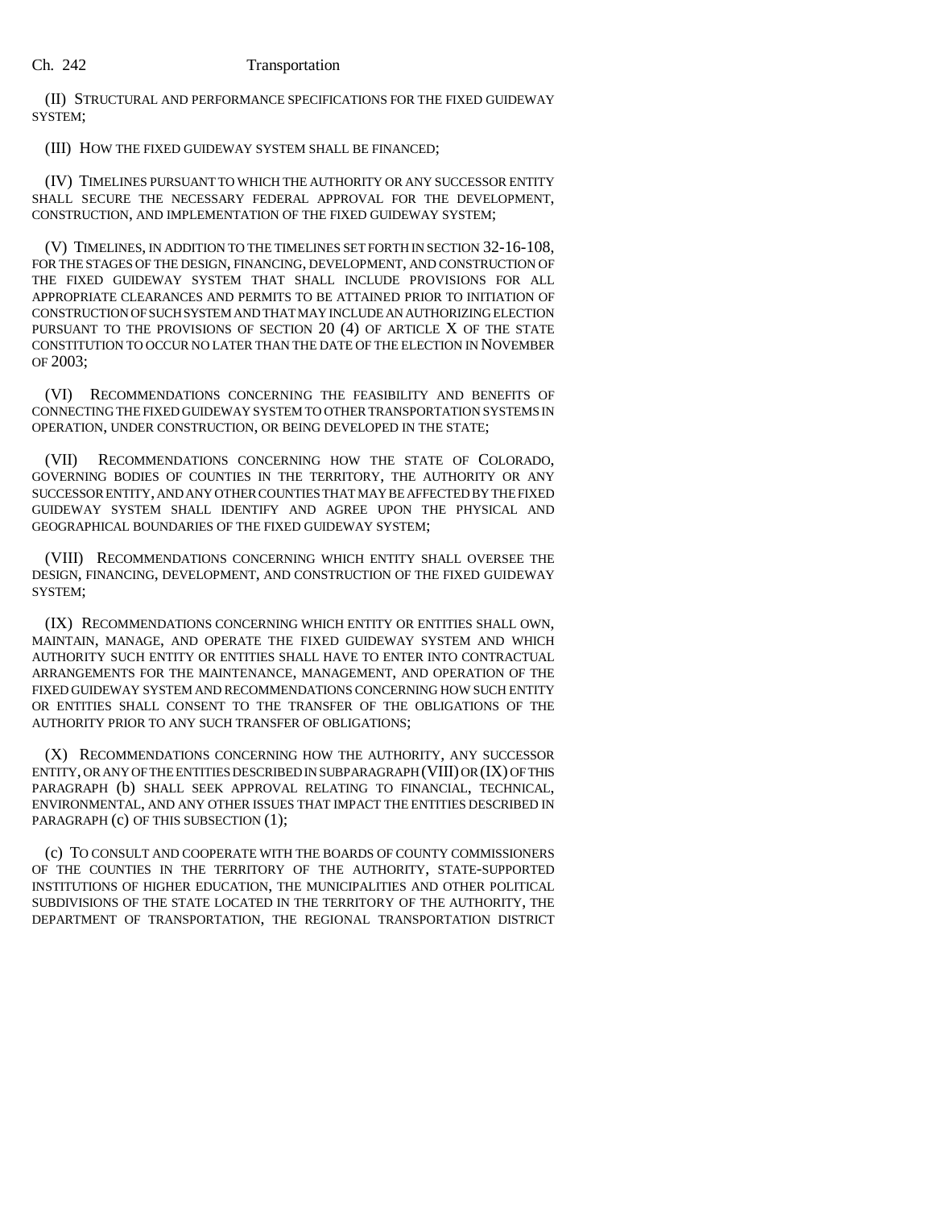(II) STRUCTURAL AND PERFORMANCE SPECIFICATIONS FOR THE FIXED GUIDEWAY SYSTEM;

(III) HOW THE FIXED GUIDEWAY SYSTEM SHALL BE FINANCED;

(IV) TIMELINES PURSUANT TO WHICH THE AUTHORITY OR ANY SUCCESSOR ENTITY SHALL SECURE THE NECESSARY FEDERAL APPROVAL FOR THE DEVELOPMENT, CONSTRUCTION, AND IMPLEMENTATION OF THE FIXED GUIDEWAY SYSTEM;

(V) TIMELINES, IN ADDITION TO THE TIMELINES SET FORTH IN SECTION 32-16-108, FOR THE STAGES OF THE DESIGN, FINANCING, DEVELOPMENT, AND CONSTRUCTION OF THE FIXED GUIDEWAY SYSTEM THAT SHALL INCLUDE PROVISIONS FOR ALL APPROPRIATE CLEARANCES AND PERMITS TO BE ATTAINED PRIOR TO INITIATION OF CONSTRUCTION OF SUCH SYSTEM AND THAT MAY INCLUDE AN AUTHORIZING ELECTION PURSUANT TO THE PROVISIONS OF SECTION 20 (4) OF ARTICLE X OF THE STATE CONSTITUTION TO OCCUR NO LATER THAN THE DATE OF THE ELECTION IN NOVEMBER OF 2003;

(VI) RECOMMENDATIONS CONCERNING THE FEASIBILITY AND BENEFITS OF CONNECTING THE FIXED GUIDEWAY SYSTEM TO OTHER TRANSPORTATION SYSTEMS IN OPERATION, UNDER CONSTRUCTION, OR BEING DEVELOPED IN THE STATE;

(VII) RECOMMENDATIONS CONCERNING HOW THE STATE OF COLORADO, GOVERNING BODIES OF COUNTIES IN THE TERRITORY, THE AUTHORITY OR ANY SUCCESSOR ENTITY, AND ANY OTHER COUNTIES THAT MAY BE AFFECTED BY THE FIXED GUIDEWAY SYSTEM SHALL IDENTIFY AND AGREE UPON THE PHYSICAL AND GEOGRAPHICAL BOUNDARIES OF THE FIXED GUIDEWAY SYSTEM;

(VIII) RECOMMENDATIONS CONCERNING WHICH ENTITY SHALL OVERSEE THE DESIGN, FINANCING, DEVELOPMENT, AND CONSTRUCTION OF THE FIXED GUIDEWAY SYSTEM;

(IX) RECOMMENDATIONS CONCERNING WHICH ENTITY OR ENTITIES SHALL OWN, MAINTAIN, MANAGE, AND OPERATE THE FIXED GUIDEWAY SYSTEM AND WHICH AUTHORITY SUCH ENTITY OR ENTITIES SHALL HAVE TO ENTER INTO CONTRACTUAL ARRANGEMENTS FOR THE MAINTENANCE, MANAGEMENT, AND OPERATION OF THE FIXED GUIDEWAY SYSTEM AND RECOMMENDATIONS CONCERNING HOW SUCH ENTITY OR ENTITIES SHALL CONSENT TO THE TRANSFER OF THE OBLIGATIONS OF THE AUTHORITY PRIOR TO ANY SUCH TRANSFER OF OBLIGATIONS;

(X) RECOMMENDATIONS CONCERNING HOW THE AUTHORITY, ANY SUCCESSOR ENTITY, OR ANY OF THE ENTITIES DESCRIBED IN SUBPARAGRAPH (VIII) OR (IX) OF THIS PARAGRAPH (b) SHALL SEEK APPROVAL RELATING TO FINANCIAL, TECHNICAL, ENVIRONMENTAL, AND ANY OTHER ISSUES THAT IMPACT THE ENTITIES DESCRIBED IN PARAGRAPH (c) OF THIS SUBSECTION (1);

(c) TO CONSULT AND COOPERATE WITH THE BOARDS OF COUNTY COMMISSIONERS OF THE COUNTIES IN THE TERRITORY OF THE AUTHORITY, STATE-SUPPORTED INSTITUTIONS OF HIGHER EDUCATION, THE MUNICIPALITIES AND OTHER POLITICAL SUBDIVISIONS OF THE STATE LOCATED IN THE TERRITORY OF THE AUTHORITY, THE DEPARTMENT OF TRANSPORTATION, THE REGIONAL TRANSPORTATION DISTRICT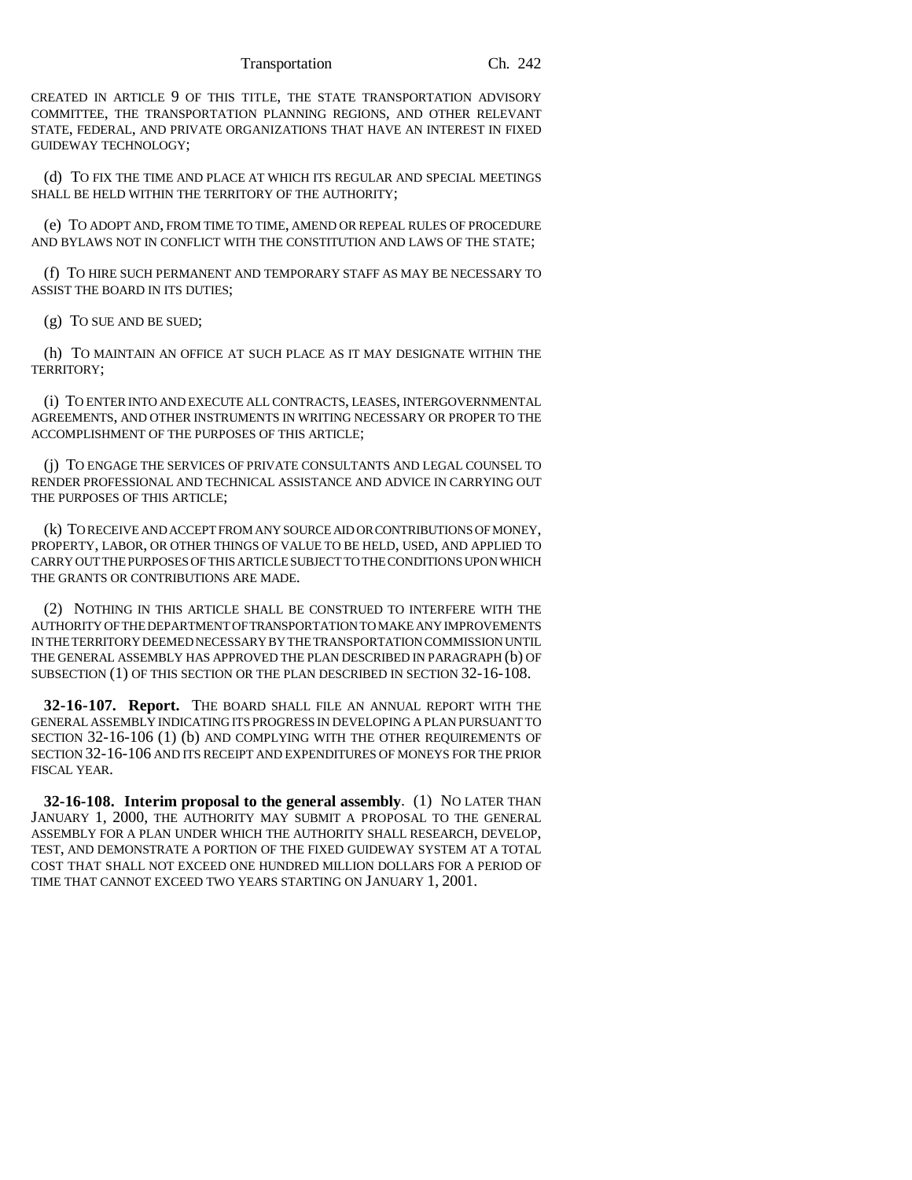CREATED IN ARTICLE 9 OF THIS TITLE, THE STATE TRANSPORTATION ADVISORY COMMITTEE, THE TRANSPORTATION PLANNING REGIONS, AND OTHER RELEVANT STATE, FEDERAL, AND PRIVATE ORGANIZATIONS THAT HAVE AN INTEREST IN FIXED GUIDEWAY TECHNOLOGY;

(d) TO FIX THE TIME AND PLACE AT WHICH ITS REGULAR AND SPECIAL MEETINGS SHALL BE HELD WITHIN THE TERRITORY OF THE AUTHORITY;

(e) TO ADOPT AND, FROM TIME TO TIME, AMEND OR REPEAL RULES OF PROCEDURE AND BYLAWS NOT IN CONFLICT WITH THE CONSTITUTION AND LAWS OF THE STATE;

(f) TO HIRE SUCH PERMANENT AND TEMPORARY STAFF AS MAY BE NECESSARY TO ASSIST THE BOARD IN ITS DUTIES;

(g) TO SUE AND BE SUED;

(h) TO MAINTAIN AN OFFICE AT SUCH PLACE AS IT MAY DESIGNATE WITHIN THE TERRITORY;

(i) TO ENTER INTO AND EXECUTE ALL CONTRACTS, LEASES, INTERGOVERNMENTAL AGREEMENTS, AND OTHER INSTRUMENTS IN WRITING NECESSARY OR PROPER TO THE ACCOMPLISHMENT OF THE PURPOSES OF THIS ARTICLE;

(j) TO ENGAGE THE SERVICES OF PRIVATE CONSULTANTS AND LEGAL COUNSEL TO RENDER PROFESSIONAL AND TECHNICAL ASSISTANCE AND ADVICE IN CARRYING OUT THE PURPOSES OF THIS ARTICLE;

(k) TO RECEIVE AND ACCEPT FROM ANY SOURCE AID OR CONTRIBUTIONS OF MONEY, PROPERTY, LABOR, OR OTHER THINGS OF VALUE TO BE HELD, USED, AND APPLIED TO CARRY OUT THE PURPOSES OF THIS ARTICLE SUBJECT TO THE CONDITIONS UPON WHICH THE GRANTS OR CONTRIBUTIONS ARE MADE.

(2) NOTHING IN THIS ARTICLE SHALL BE CONSTRUED TO INTERFERE WITH THE AUTHORITY OF THE DEPARTMENT OF TRANSPORTATION TO MAKE ANY IMPROVEMENTS IN THE TERRITORY DEEMED NECESSARY BY THE TRANSPORTATION COMMISSION UNTIL THE GENERAL ASSEMBLY HAS APPROVED THE PLAN DESCRIBED IN PARAGRAPH (b) OF SUBSECTION (1) OF THIS SECTION OR THE PLAN DESCRIBED IN SECTION 32-16-108.

**32-16-107. Report.** THE BOARD SHALL FILE AN ANNUAL REPORT WITH THE GENERAL ASSEMBLY INDICATING ITS PROGRESS IN DEVELOPING A PLAN PURSUANT TO SECTION 32-16-106 (1) (b) AND COMPLYING WITH THE OTHER REQUIREMENTS OF SECTION 32-16-106 AND ITS RECEIPT AND EXPENDITURES OF MONEYS FOR THE PRIOR FISCAL YEAR.

**32-16-108. Interim proposal to the general assembly**. (1) NO LATER THAN JANUARY 1, 2000, THE AUTHORITY MAY SUBMIT A PROPOSAL TO THE GENERAL ASSEMBLY FOR A PLAN UNDER WHICH THE AUTHORITY SHALL RESEARCH, DEVELOP, TEST, AND DEMONSTRATE A PORTION OF THE FIXED GUIDEWAY SYSTEM AT A TOTAL COST THAT SHALL NOT EXCEED ONE HUNDRED MILLION DOLLARS FOR A PERIOD OF TIME THAT CANNOT EXCEED TWO YEARS STARTING ON JANUARY 1, 2001.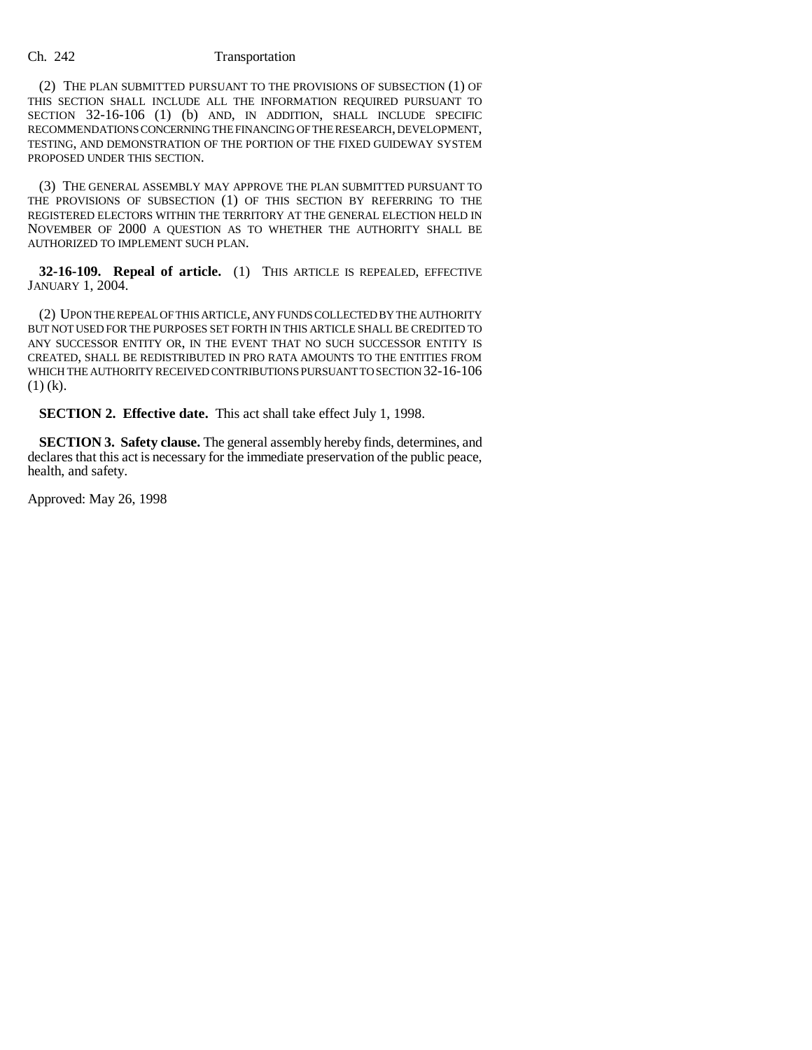(2) THE PLAN SUBMITTED PURSUANT TO THE PROVISIONS OF SUBSECTION (1) OF THIS SECTION SHALL INCLUDE ALL THE INFORMATION REQUIRED PURSUANT TO SECTION 32-16-106 (1) (b) AND, IN ADDITION, SHALL INCLUDE SPECIFIC RECOMMENDATIONS CONCERNING THE FINANCING OF THE RESEARCH, DEVELOPMENT, TESTING, AND DEMONSTRATION OF THE PORTION OF THE FIXED GUIDEWAY SYSTEM PROPOSED UNDER THIS SECTION.

(3) THE GENERAL ASSEMBLY MAY APPROVE THE PLAN SUBMITTED PURSUANT TO THE PROVISIONS OF SUBSECTION (1) OF THIS SECTION BY REFERRING TO THE REGISTERED ELECTORS WITHIN THE TERRITORY AT THE GENERAL ELECTION HELD IN NOVEMBER OF 2000 A QUESTION AS TO WHETHER THE AUTHORITY SHALL BE AUTHORIZED TO IMPLEMENT SUCH PLAN.

**32-16-109. Repeal of article.** (1) THIS ARTICLE IS REPEALED, EFFECTIVE JANUARY 1, 2004.

(2) UPON THE REPEAL OF THIS ARTICLE, ANY FUNDS COLLECTED BY THE AUTHORITY BUT NOT USED FOR THE PURPOSES SET FORTH IN THIS ARTICLE SHALL BE CREDITED TO ANY SUCCESSOR ENTITY OR, IN THE EVENT THAT NO SUCH SUCCESSOR ENTITY IS CREATED, SHALL BE REDISTRIBUTED IN PRO RATA AMOUNTS TO THE ENTITIES FROM WHICH THE AUTHORITY RECEIVED CONTRIBUTIONS PURSUANT TO SECTION 32-16-106 (1) (k).

**SECTION 2. Effective date.** This act shall take effect July 1, 1998.

**SECTION 3. Safety clause.** The general assembly hereby finds, determines, and declares that this act is necessary for the immediate preservation of the public peace, health, and safety.

Approved: May 26, 1998